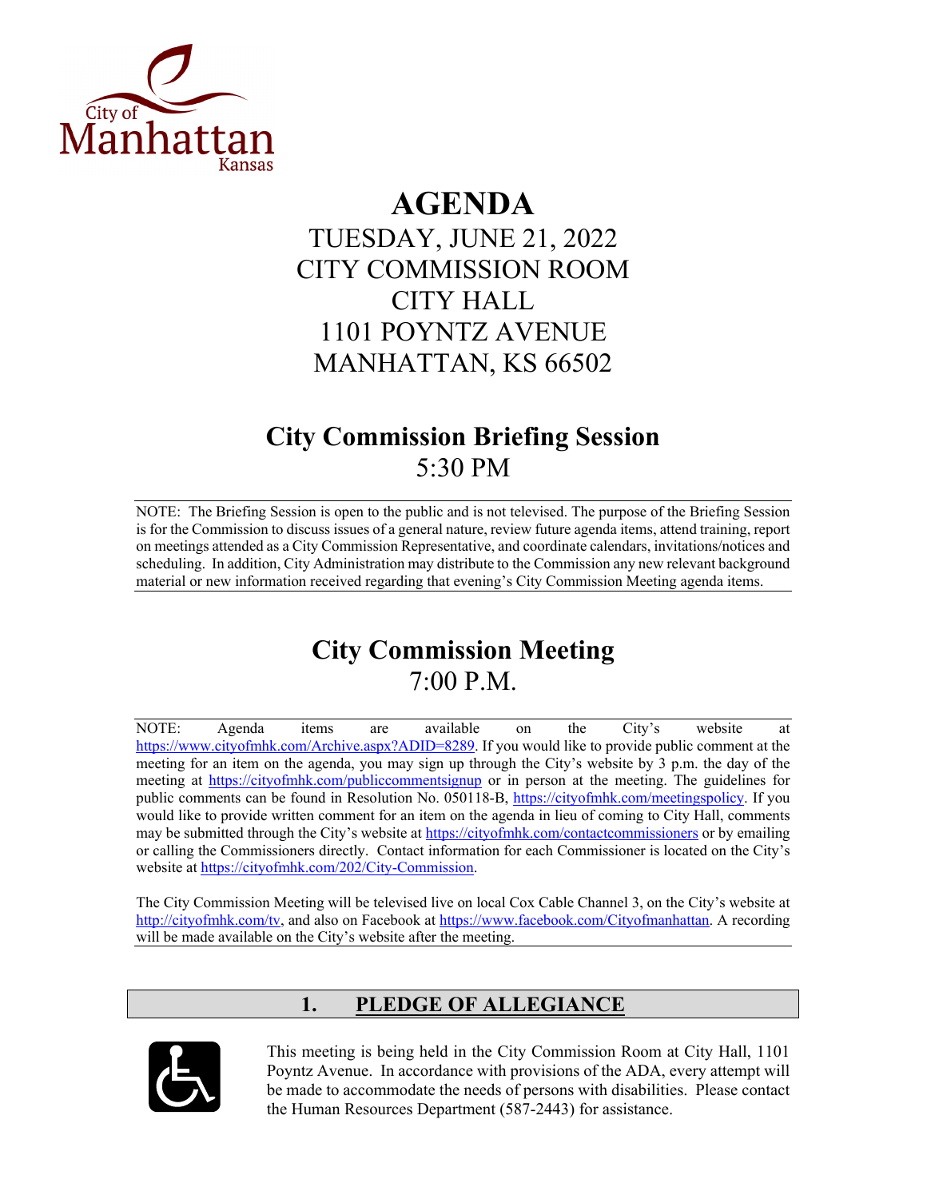City of Manhattan Kansas

# AGENDA

TUESDAY, JUNE 21, 2022
CITY COMMISSION ROOM
CITY HALL
1101 POYNTZ AVENUE
MANHATTAN, KS 66502

## City Commission Briefing Session

5:30 PM

NOTE: The Briefing Session is open to the public and is not televised. The purpose of the Briefing Session is for the Commission to discuss issues of a general nature, review future agenda items, attend training, report on meetings attended as a City Commission Representative, and coordinate calendars, invitations/notices and scheduling. In addition, City Administration may distribute to the Commission any new relevant background material or new information received regarding that evening's City Commission Meeting agenda items.

## City Commission Meeting

7:00 P.M.

NOTE: Agenda items are available on the City's website at https://www.cityofmhk.com/Archive.aspx?ADID=8289. If you would like to provide public comment at the meeting for an item on the agenda, you may sign up through the City's website by 3 p.m. the day of the meeting at https://cityofmhk.com/publiccommentsignup or in person at the meeting. The guidelines for public comments can be found in Resolution No. 050118-B, https://cityofmhk.com/meetingspolicy. If you would like to provide written comment for an item on the agenda in lieu of coming to City Hall, comments may be submitted through the City's website at https://cityofmhk.com/contactcommissioners or by emailing or calling the Commissioners directly. Contact information for each Commissioner is located on the City's website at https://cityofmhk.com/202/City-Commission.

The City Commission Meeting will be televised live on local Cox Cable Channel 3, on the City's website at http://cityofmhk.com/tv, and also on Facebook at https://www.facebook.com/Cityofmanhattan. A recording will be made available on the City's website after the meeting.

## 1. PLEDGE OF ALLEGIANCE

This meeting is being held in the City Commission Room at City Hall, 1101 Poyntz Avenue. In accordance with provisions of the ADA, every attempt will be made to accommodate the needs of persons with disabilities. Please contact the Human Resources Department (587-2443) for assistance.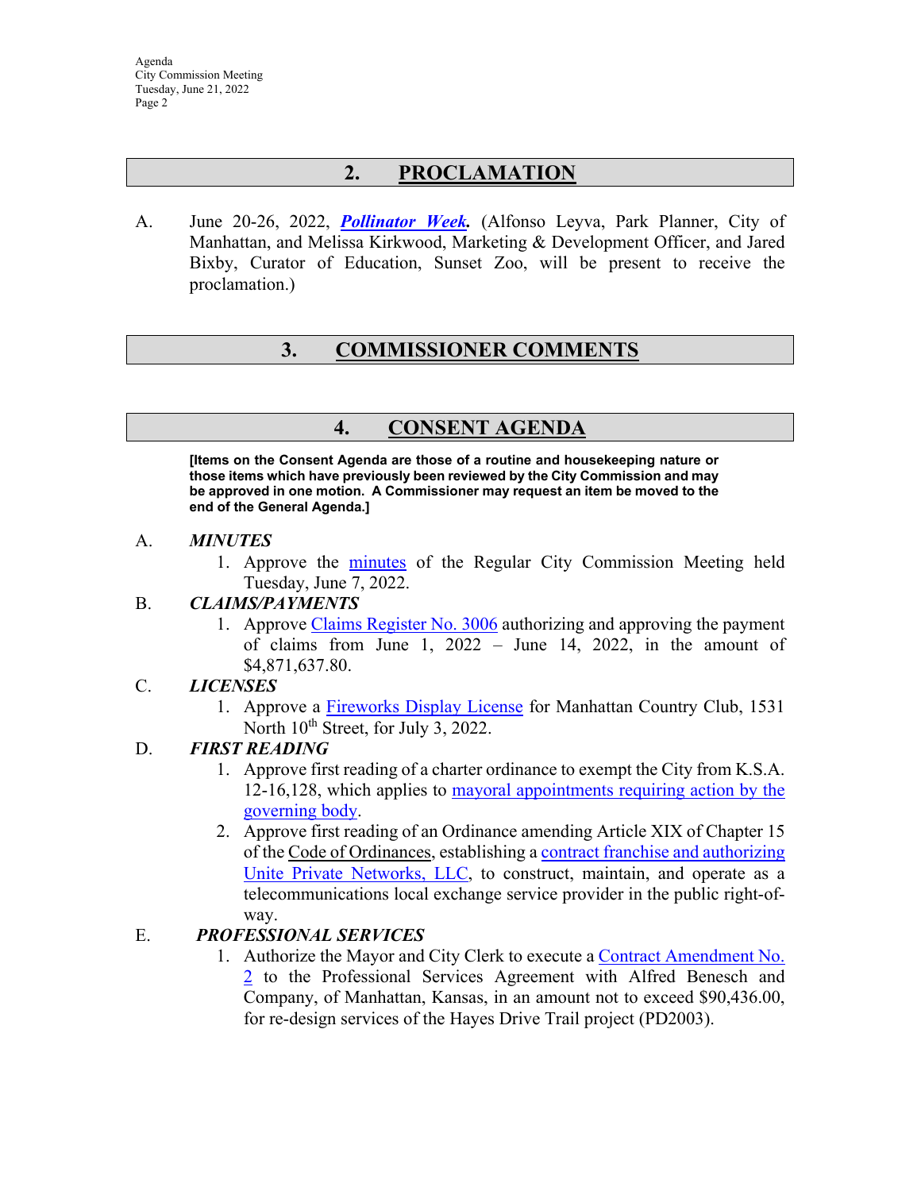## 2. PROCLAMATION

A. June 20-26, 2022, ***Pollinator Week.*** (Alfonso Leyva, Park Planner, City of Manhattan, and Melissa Kirkwood, Marketing & Development Officer, and Jared Bixby, Curator of Education, Sunset Zoo, will be present to receive the proclamation.)

## 3. COMMISSIONER COMMENTS

## 4. CONSENT AGENDA

**[Items on the Consent Agenda are those of a routine and housekeeping nature or those items which have previously been reviewed by the City Commission and may be approved in one motion. A Commissioner may request an item be moved to the end of the General Agenda.]**

A. ***MINUTES***

1. Approve the minutes of the Regular City Commission Meeting held Tuesday, June 7, 2022.

B. ***CLAIMS/PAYMENTS***

1. Approve Claims Register No. 3006 authorizing and approving the payment of claims from June 1, 2022 – June 14, 2022, in the amount of $4,871,637.80.

C. ***LICENSES***

1. Approve a Fireworks Display License for Manhattan Country Club, 1531 North 10th Street, for July 3, 2022.

D. ***FIRST READING***

1. Approve first reading of a charter ordinance to exempt the City from K.S.A. 12-16,128, which applies to mayoral appointments requiring action by the governing body.
2. Approve first reading of an Ordinance amending Article XIX of Chapter 15 of the Code of Ordinances, establishing a contract franchise and authorizing Unite Private Networks, LLC, to construct, maintain, and operate as a telecommunications local exchange service provider in the public right-of-way.

E. ***PROFESSIONAL SERVICES***

1. Authorize the Mayor and City Clerk to execute a Contract Amendment No. 2 to the Professional Services Agreement with Alfred Benesch and Company, of Manhattan, Kansas, in an amount not to exceed $90,436.00, for re-design services of the Hayes Drive Trail project (PD2003).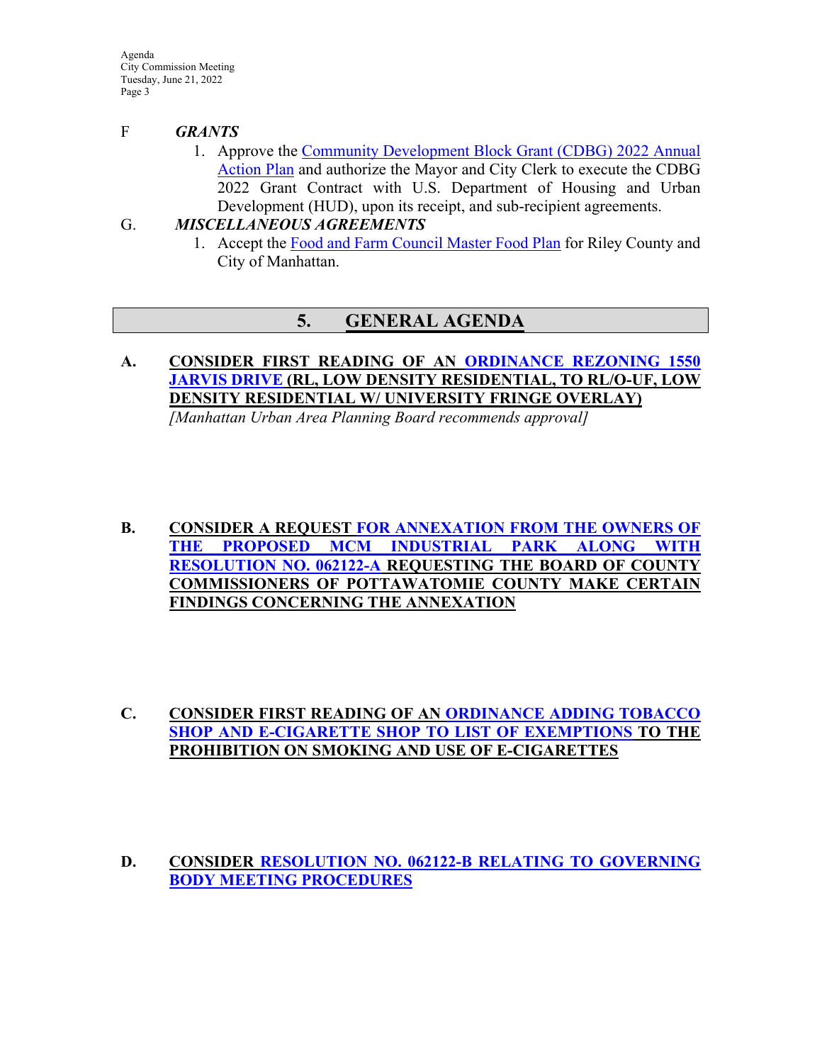F ***GRANTS***

1. Approve the Community Development Block Grant (CDBG) 2022 Annual Action Plan and authorize the Mayor and City Clerk to execute the CDBG 2022 Grant Contract with U.S. Department of Housing and Urban Development (HUD), upon its receipt, and sub-recipient agreements.

G. ***MISCELLANEOUS AGREEMENTS***

1. Accept the Food and Farm Council Master Food Plan for Riley County and City of Manhattan.

## 5. GENERAL AGENDA

**A. CONSIDER FIRST READING OF AN ORDINANCE REZONING 1550 JARVIS DRIVE (RL, LOW DENSITY RESIDENTIAL, TO RL/O-UF, LOW DENSITY RESIDENTIAL W/ UNIVERSITY FRINGE OVERLAY)**
*[Manhattan Urban Area Planning Board recommends approval]*

**B. CONSIDER A REQUEST FOR ANNEXATION FROM THE OWNERS OF THE PROPOSED MCM INDUSTRIAL PARK ALONG WITH RESOLUTION NO. 062122-A REQUESTING THE BOARD OF COUNTY COMMISSIONERS OF POTTAWATOMIE COUNTY MAKE CERTAIN FINDINGS CONCERNING THE ANNEXATION**

**C. CONSIDER FIRST READING OF AN ORDINANCE ADDING TOBACCO SHOP AND E-CIGARETTE SHOP TO LIST OF EXEMPTIONS TO THE PROHIBITION ON SMOKING AND USE OF E-CIGARETTES**

**D. CONSIDER RESOLUTION NO. 062122-B RELATING TO GOVERNING BODY MEETING PROCEDURES**